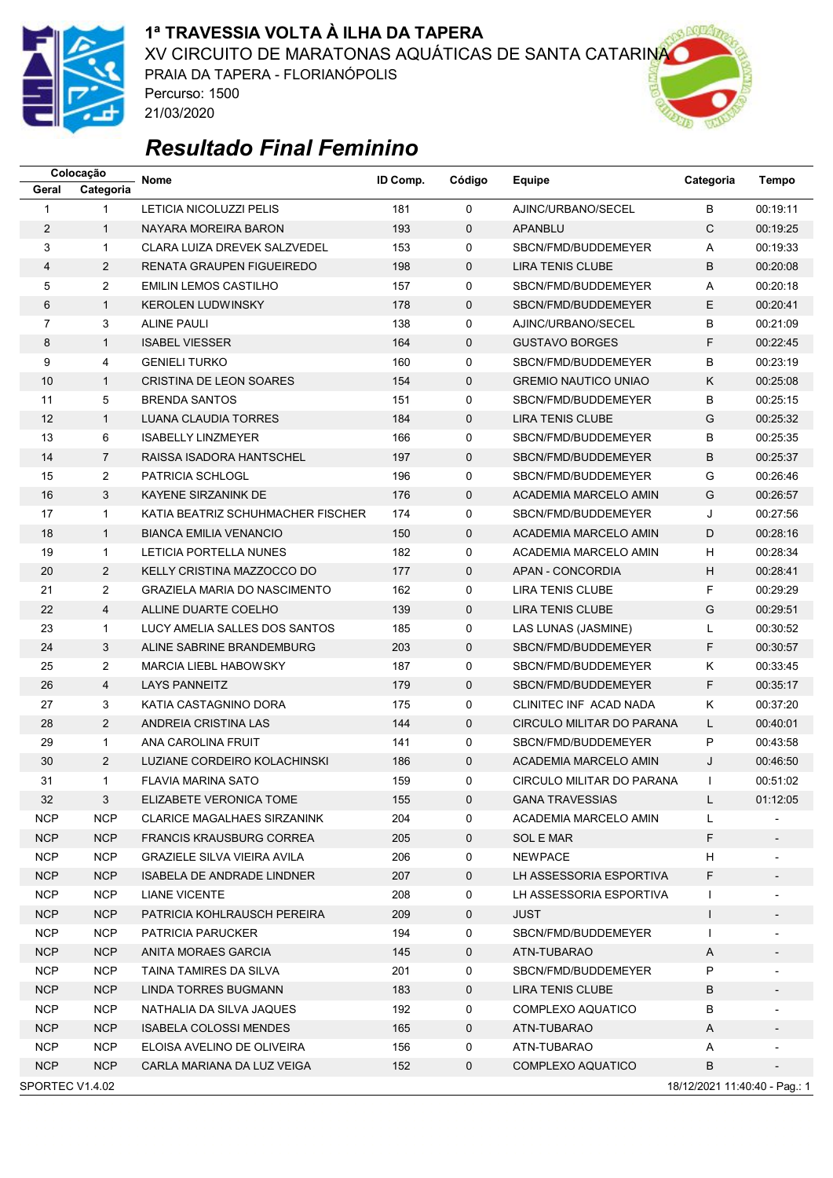# 1ª TRAVESSIA VOLTA À ILHA DA TAPERA

XV CIRCUITO DE MARATONAS AQUÁTICAS DE SANTA CATARINA

PRAIA DA TAPERA - FLORIANÓPOLIS

Percurso: 1500

21/03/2020

## *Resultado Final Feminino*

| Colocação | | Nome | ID Comp. | Código | Equipe | Categoria | Tempo |
|---|---|---|---|---|---|---|---|
| Geral | Categoria | | | | | | |
| 1 | 1 | LETICIA NICOLUZZI PELIS | 181 | 0 | AJINC/URBANO/SECEL | B | 00:19:11 |
| 2 | 1 | NAYARA MOREIRA BARON | 193 | 0 | APANBLU | C | 00:19:25 |
| 3 | 1 | CLARA LUIZA DREVEK SALZVEDEL | 153 | 0 | SBCN/FMD/BUDDEMEYER | A | 00:19:33 |
| 4 | 2 | RENATA GRAUPEN FIGUEIREDO | 198 | 0 | LIRA TENIS CLUBE | B | 00:20:08 |
| 5 | 2 | EMILIN LEMOS CASTILHO | 157 | 0 | SBCN/FMD/BUDDEMEYER | A | 00:20:18 |
| 6 | 1 | KEROLEN LUDWINSKY | 178 | 0 | SBCN/FMD/BUDDEMEYER | E | 00:20:41 |
| 7 | 3 | ALINE PAULI | 138 | 0 | AJINC/URBANO/SECEL | B | 00:21:09 |
| 8 | 1 | ISABEL VIESSER | 164 | 0 | GUSTAVO BORGES | F | 00:22:45 |
| 9 | 4 | GENIELI TURKO | 160 | 0 | SBCN/FMD/BUDDEMEYER | B | 00:23:19 |
| 10 | 1 | CRISTINA DE LEON SOARES | 154 | 0 | GREMIO NAUTICO UNIAO | K | 00:25:08 |
| 11 | 5 | BRENDA SANTOS | 151 | 0 | SBCN/FMD/BUDDEMEYER | B | 00:25:15 |
| 12 | 1 | LUANA CLAUDIA TORRES | 184 | 0 | LIRA TENIS CLUBE | G | 00:25:32 |
| 13 | 6 | ISABELLY LINZMEYER | 166 | 0 | SBCN/FMD/BUDDEMEYER | B | 00:25:35 |
| 14 | 7 | RAISSA ISADORA HANTSCHEL | 197 | 0 | SBCN/FMD/BUDDEMEYER | B | 00:25:37 |
| 15 | 2 | PATRICIA SCHLOGL | 196 | 0 | SBCN/FMD/BUDDEMEYER | G | 00:26:46 |
| 16 | 3 | KAYENE SIRZANINK DE | 176 | 0 | ACADEMIA MARCELO AMIN | G | 00:26:57 |
| 17 | 1 | KATIA BEATRIZ SCHUHMACHER FISCHER | 174 | 0 | SBCN/FMD/BUDDEMEYER | J | 00:27:56 |
| 18 | 1 | BIANCA EMILIA VENANCIO | 150 | 0 | ACADEMIA MARCELO AMIN | D | 00:28:16 |
| 19 | 1 | LETICIA PORTELLA NUNES | 182 | 0 | ACADEMIA MARCELO AMIN | H | 00:28:34 |
| 20 | 2 | KELLY CRISTINA MAZZOCCO DO | 177 | 0 | APAN - CONCORDIA | H | 00:28:41 |
| 21 | 2 | GRAZIELA MARIA DO NASCIMENTO | 162 | 0 | LIRA TENIS CLUBE | F | 00:29:29 |
| 22 | 4 | ALLINE DUARTE COELHO | 139 | 0 | LIRA TENIS CLUBE | G | 00:29:51 |
| 23 | 1 | LUCY AMELIA SALLES DOS SANTOS | 185 | 0 | LAS LUNAS (JASMINE) | L | 00:30:52 |
| 24 | 3 | ALINE SABRINE BRANDEMBURG | 203 | 0 | SBCN/FMD/BUDDEMEYER | F | 00:30:57 |
| 25 | 2 | MARCIA LIEBL HABOWSKY | 187 | 0 | SBCN/FMD/BUDDEMEYER | K | 00:33:45 |
| 26 | 4 | LAYS PANNEITZ | 179 | 0 | SBCN/FMD/BUDDEMEYER | F | 00:35:17 |
| 27 | 3 | KATIA CASTAGNINO DORA | 175 | 0 | CLINITEC INF ACAD NADA | K | 00:37:20 |
| 28 | 2 | ANDREIA CRISTINA LAS | 144 | 0 | CIRCULO MILITAR DO PARANA | L | 00:40:01 |
| 29 | 1 | ANA CAROLINA FRUIT | 141 | 0 | SBCN/FMD/BUDDEMEYER | P | 00:43:58 |
| 30 | 2 | LUZIANE CORDEIRO KOLACHINSKI | 186 | 0 | ACADEMIA MARCELO AMIN | J | 00:46:50 |
| 31 | 1 | FLAVIA MARINA SATO | 159 | 0 | CIRCULO MILITAR DO PARANA | I | 00:51:02 |
| 32 | 3 | ELIZABETE VERONICA TOME | 155 | 0 | GANA TRAVESSIAS | L | 01:12:05 |
| NCP | NCP | CLARICE MAGALHAES SIRZANINK | 204 | 0 | ACADEMIA MARCELO AMIN | L | - |
| NCP | NCP | FRANCIS KRAUSBURG CORREA | 205 | 0 | SOL E MAR | F | - |
| NCP | NCP | GRAZIELE SILVA VIEIRA AVILA | 206 | 0 | NEWPACE | H | - |
| NCP | NCP | ISABELA DE ANDRADE LINDNER | 207 | 0 | LH ASSESSORIA ESPORTIVA | F | - |
| NCP | NCP | LIANE VICENTE | 208 | 0 | LH ASSESSORIA ESPORTIVA | I | - |
| NCP | NCP | PATRICIA KOHLRAUSCH PEREIRA | 209 | 0 | JUST | I | - |
| NCP | NCP | PATRICIA PARUCKER | 194 | 0 | SBCN/FMD/BUDDEMEYER | I | - |
| NCP | NCP | ANITA MORAES GARCIA | 145 | 0 | ATN-TUBARAO | A | - |
| NCP | NCP | TAINA TAMIRES DA SILVA | 201 | 0 | SBCN/FMD/BUDDEMEYER | P | - |
| NCP | NCP | LINDA TORRES BUGMANN | 183 | 0 | LIRA TENIS CLUBE | B | - |
| NCP | NCP | NATHALIA DA SILVA JAQUES | 192 | 0 | COMPLEXO AQUATICO | B | - |
| NCP | NCP | ISABELA COLOSSI MENDES | 165 | 0 | ATN-TUBARAO | A | - |
| NCP | NCP | ELOISA AVELINO DE OLIVEIRA | 156 | 0 | ATN-TUBARAO | A | - |
| NCP | NCP | CARLA MARIANA DA LUZ VEIGA | 152 | 0 | COMPLEXO AQUATICO | B | - |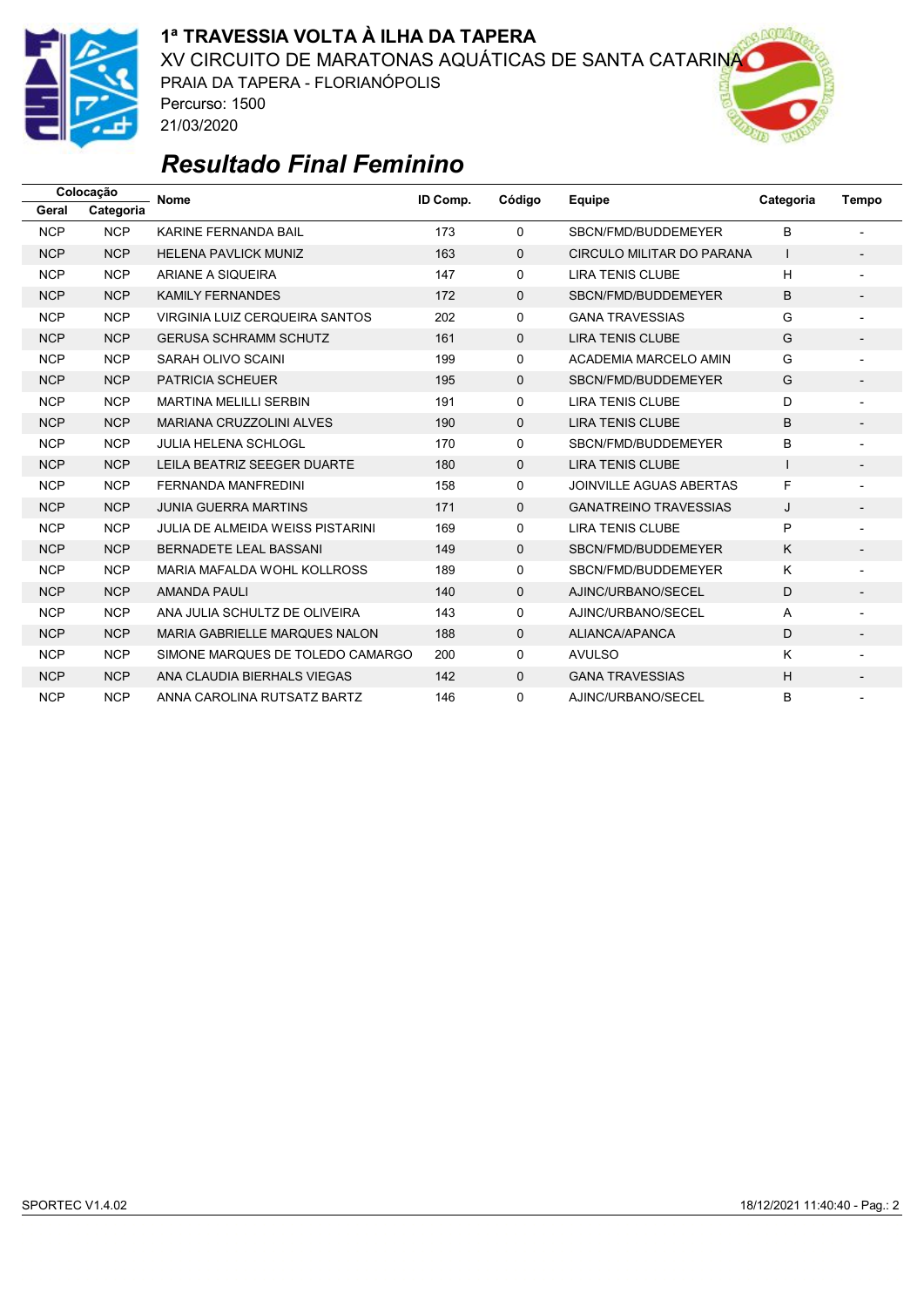# 1ª TRAVESSIA VOLTA À ILHA DA TAPERA

XV CIRCUITO DE MARATONAS AQUÁTICAS DE SANTA CATARINA

PRAIA DA TAPERA - FLORIANÓPOLIS

Percurso: 1500

21/03/2020

## *Resultado Final Feminino*

| Colocação | | Nome | ID Comp. | Código | Equipe | Categoria | Tempo |
|---|---|---|---|---|---|---|---|
| Geral | Categoria | | | | | | |
| NCP | NCP | KARINE FERNANDA BAIL | 173 | 0 | SBCN/FMD/BUDDEMEYER | B | - |
| NCP | NCP | HELENA PAVLICK MUNIZ | 163 | 0 | CIRCULO MILITAR DO PARANA | I | - |
| NCP | NCP | ARIANE A SIQUEIRA | 147 | 0 | LIRA TENIS CLUBE | H | - |
| NCP | NCP | KAMILY FERNANDES | 172 | 0 | SBCN/FMD/BUDDEMEYER | B | - |
| NCP | NCP | VIRGINIA LUIZ CERQUEIRA SANTOS | 202 | 0 | GANA TRAVESSIAS | G | - |
| NCP | NCP | GERUSA SCHRAMM SCHUTZ | 161 | 0 | LIRA TENIS CLUBE | G | - |
| NCP | NCP | SARAH OLIVO SCAINI | 199 | 0 | ACADEMIA MARCELO AMIN | G | - |
| NCP | NCP | PATRICIA SCHEUER | 195 | 0 | SBCN/FMD/BUDDEMEYER | G | - |
| NCP | NCP | MARTINA MELILLI SERBIN | 191 | 0 | LIRA TENIS CLUBE | D | - |
| NCP | NCP | MARIANA CRUZZOLINI ALVES | 190 | 0 | LIRA TENIS CLUBE | B | - |
| NCP | NCP | JULIA HELENA SCHLOGL | 170 | 0 | SBCN/FMD/BUDDEMEYER | B | - |
| NCP | NCP | LEILA BEATRIZ SEEGER DUARTE | 180 | 0 | LIRA TENIS CLUBE | I | - |
| NCP | NCP | FERNANDA MANFREDINI | 158 | 0 | JOINVILLE AGUAS ABERTAS | F | - |
| NCP | NCP | JUNIA GUERRA MARTINS | 171 | 0 | GANATREINO TRAVESSIAS | J | - |
| NCP | NCP | JULIA DE ALMEIDA WEISS PISTARINI | 169 | 0 | LIRA TENIS CLUBE | P | - |
| NCP | NCP | BERNADETE LEAL BASSANI | 149 | 0 | SBCN/FMD/BUDDEMEYER | K | - |
| NCP | NCP | MARIA MAFALDA WOHL KOLLROSS | 189 | 0 | SBCN/FMD/BUDDEMEYER | K | - |
| NCP | NCP | AMANDA PAULI | 140 | 0 | AJINC/URBANO/SECEL | D | - |
| NCP | NCP | ANA JULIA SCHULTZ DE OLIVEIRA | 143 | 0 | AJINC/URBANO/SECEL | A | - |
| NCP | NCP | MARIA GABRIELLE MARQUES NALON | 188 | 0 | ALIANCA/APANCA | D | - |
| NCP | NCP | SIMONE MARQUES DE TOLEDO CAMARGO | 200 | 0 | AVULSO | K | - |
| NCP | NCP | ANA CLAUDIA BIERHALS VIEGAS | 142 | 0 | GANA TRAVESSIAS | H | - |
| NCP | NCP | ANNA CAROLINA RUTSATZ BARTZ | 146 | 0 | AJINC/URBANO/SECEL | B | - |